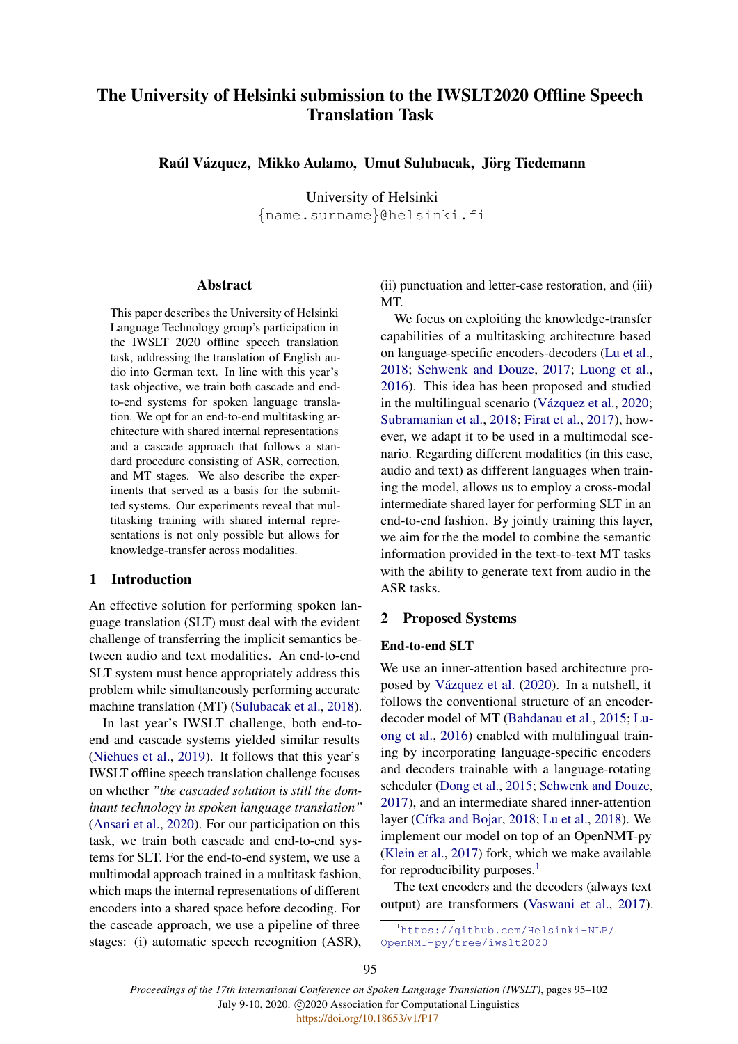# The University of Helsinki submission to the IWSLT2020 Offline Speech Translation Task

**Raúl Vázquez, Mikko Aulamo, Umut Sulubacak, Jörg Tiedemann**

University of Helsinki
{name.surname}@helsinki.fi

## Abstract

This paper describes the University of Helsinki Language Technology group's participation in the IWSLT 2020 offline speech translation task, addressing the translation of English audio into German text. In line with this year's task objective, we train both cascade and end-to-end systems for spoken language translation. We opt for an end-to-end multitasking architecture with shared internal representations and a cascade approach that follows a standard procedure consisting of ASR, correction, and MT stages. We also describe the experiments that served as a basis for the submitted systems. Our experiments reveal that multitasking training with shared internal representations is not only possible but allows for knowledge-transfer across modalities.

## 1 Introduction

An effective solution for performing spoken language translation (SLT) must deal with the evident challenge of transferring the implicit semantics between audio and text modalities. An end-to-end SLT system must hence appropriately address this problem while simultaneously performing accurate machine translation (MT) (Sulubacak et al., 2018).

In last year's IWSLT challenge, both end-to-end and cascade systems yielded similar results (Niehues et al., 2019). It follows that this year's IWSLT offline speech translation challenge focuses on whether *"the cascaded solution is still the dominant technology in spoken language translation"* (Ansari et al., 2020). For our participation on this task, we train both cascade and end-to-end systems for SLT. For the end-to-end system, we use a multimodal approach trained in a multitask fashion, which maps the internal representations of different encoders into a shared space before decoding. For the cascade approach, we use a pipeline of three stages: (i) automatic speech recognition (ASR), (ii) punctuation and letter-case restoration, and (iii) MT.

We focus on exploiting the knowledge-transfer capabilities of a multitasking architecture based on language-specific encoders-decoders (Lu et al., 2018; Schwenk and Douze, 2017; Luong et al., 2016). This idea has been proposed and studied in the multilingual scenario (Vázquez et al., 2020; Subramanian et al., 2018; Firat et al., 2017), however, we adapt it to be used in a multimodal scenario. Regarding different modalities (in this case, audio and text) as different languages when training the model, allows us to employ a cross-modal intermediate shared layer for performing SLT in an end-to-end fashion. By jointly training this layer, we aim for the the model to combine the semantic information provided in the text-to-text MT tasks with the ability to generate text from audio in the ASR tasks.

## 2 Proposed Systems

### End-to-end SLT

We use an inner-attention based architecture proposed by Vázquez et al. (2020). In a nutshell, it follows the conventional structure of an encoder-decoder model of MT (Bahdanau et al., 2015; Luong et al., 2016) enabled with multilingual training by incorporating language-specific encoders and decoders trainable with a language-rotating scheduler (Dong et al., 2015; Schwenk and Douze, 2017), and an intermediate shared inner-attention layer (Cífka and Bojar, 2018; Lu et al., 2018). We implement our model on top of an OpenNMT-py (Klein et al., 2017) fork, which we make available for reproducibility purposes.[1]

The text encoders and the decoders (always text output) are transformers (Vaswani et al., 2017).

[1] https://github.com/Helsinki-NLP/OpenNMT-py/tree/iwslt2020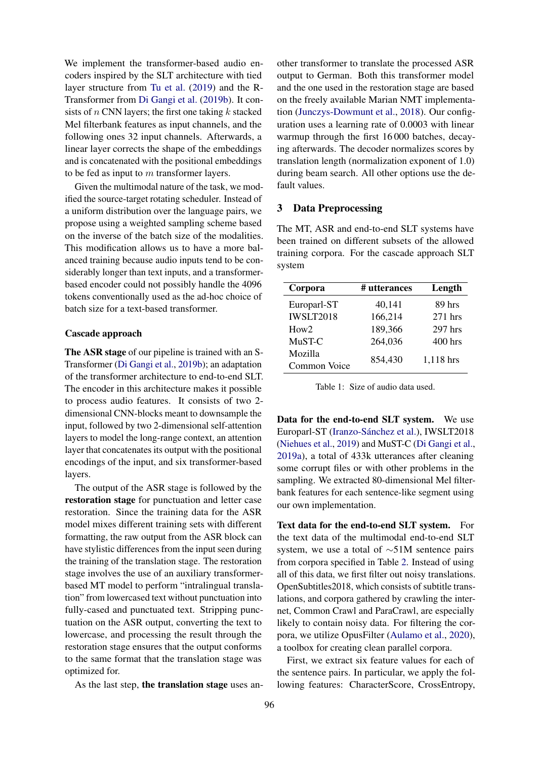We implement the transformer-based audio encoders inspired by the SLT architecture with tied layer structure from Tu et al. (2019) and the R-Transformer from Di Gangi et al. (2019b). It consists of $n$ CNN layers; the first one taking $k$ stacked Mel filterbank features as input channels, and the following ones 32 input channels. Afterwards, a linear layer corrects the shape of the embeddings and is concatenated with the positional embeddings to be fed as input to $m$ transformer layers.

Given the multimodal nature of the task, we modified the source-target rotating scheduler. Instead of a uniform distribution over the language pairs, we propose using a weighted sampling scheme based on the inverse of the batch size of the modalities. This modification allows us to have a more balanced training because audio inputs tend to be considerably longer than text inputs, and a transformer-based encoder could not possibly handle the 4096 tokens conventionally used as the ad-hoc choice of batch size for a text-based transformer.

#### Cascade approach

**The ASR stage** of our pipeline is trained with an S-Transformer (Di Gangi et al., 2019b); an adaptation of the transformer architecture to end-to-end SLT. The encoder in this architecture makes it possible to process audio features. It consists of two 2-dimensional CNN-blocks meant to downsample the input, followed by two 2-dimensional self-attention layers to model the long-range context, an attention layer that concatenates its output with the positional encodings of the input, and six transformer-based layers.

The output of the ASR stage is followed by the **restoration stage** for punctuation and letter case restoration. Since the training data for the ASR model mixes different training sets with different formatting, the raw output from the ASR block can have stylistic differences from the input seen during the training of the translation stage. The restoration stage involves the use of an auxiliary transformer-based MT model to perform "intralingual translation" from lowercased text without punctuation into fully-cased and punctuated text. Stripping punctuation on the ASR output, converting the text to lowercase, and processing the result through the restoration stage ensures that the output conforms to the same format that the translation stage was optimized for.

As the last step, **the translation stage** uses another transformer to translate the processed ASR output to German. Both this transformer model and the one used in the restoration stage are based on the freely available Marian NMT implementation (Junczys-Dowmunt et al., 2018). Our configuration uses a learning rate of 0.0003 with linear warmup through the first 16 000 batches, decaying afterwards. The decoder normalizes scores by translation length (normalization exponent of 1.0) during beam search. All other options use the default values.

## 3 Data Preprocessing

The MT, ASR and end-to-end SLT systems have been trained on different subsets of the allowed training corpora. For the cascade approach SLT system

| Corpora | # utterances | Length |
|---|---|---|
| Europarl-ST | 40,141 | 89 hrs |
| IWSLT2018 | 166,214 | 271 hrs |
| How2 | 189,366 | 297 hrs |
| MuST-C | 264,036 | 400 hrs |
| Mozilla Common Voice | 854,430 | 1,118 hrs |

Table 1: Size of audio data used.

**Data for the end-to-end SLT system.** We use Europarl-ST (Iranzo-Sánchez et al.), IWSLT2018 (Niehues et al., 2019) and MuST-C (Di Gangi et al., 2019a), a total of 433k utterances after cleaning some corrupt files or with other problems in the sampling. We extracted 80-dimensional Mel filterbank features for each sentence-like segment using our own implementation.

**Text data for the end-to-end SLT system.** For the text data of the multimodal end-to-end SLT system, we use a total of $\sim$51M sentence pairs from corpora specified in Table 2. Instead of using all of this data, we first filter out noisy translations. OpenSubtitles2018, which consists of subtitle translations, and corpora gathered by crawling the internet, Common Crawl and ParaCrawl, are especially likely to contain noisy data. For filtering the corpora, we utilize OpusFilter (Aulamo et al., 2020), a toolbox for creating clean parallel corpora.

First, we extract six feature values for each of the sentence pairs. In particular, we apply the following features: CharacterScore, CrossEntropy,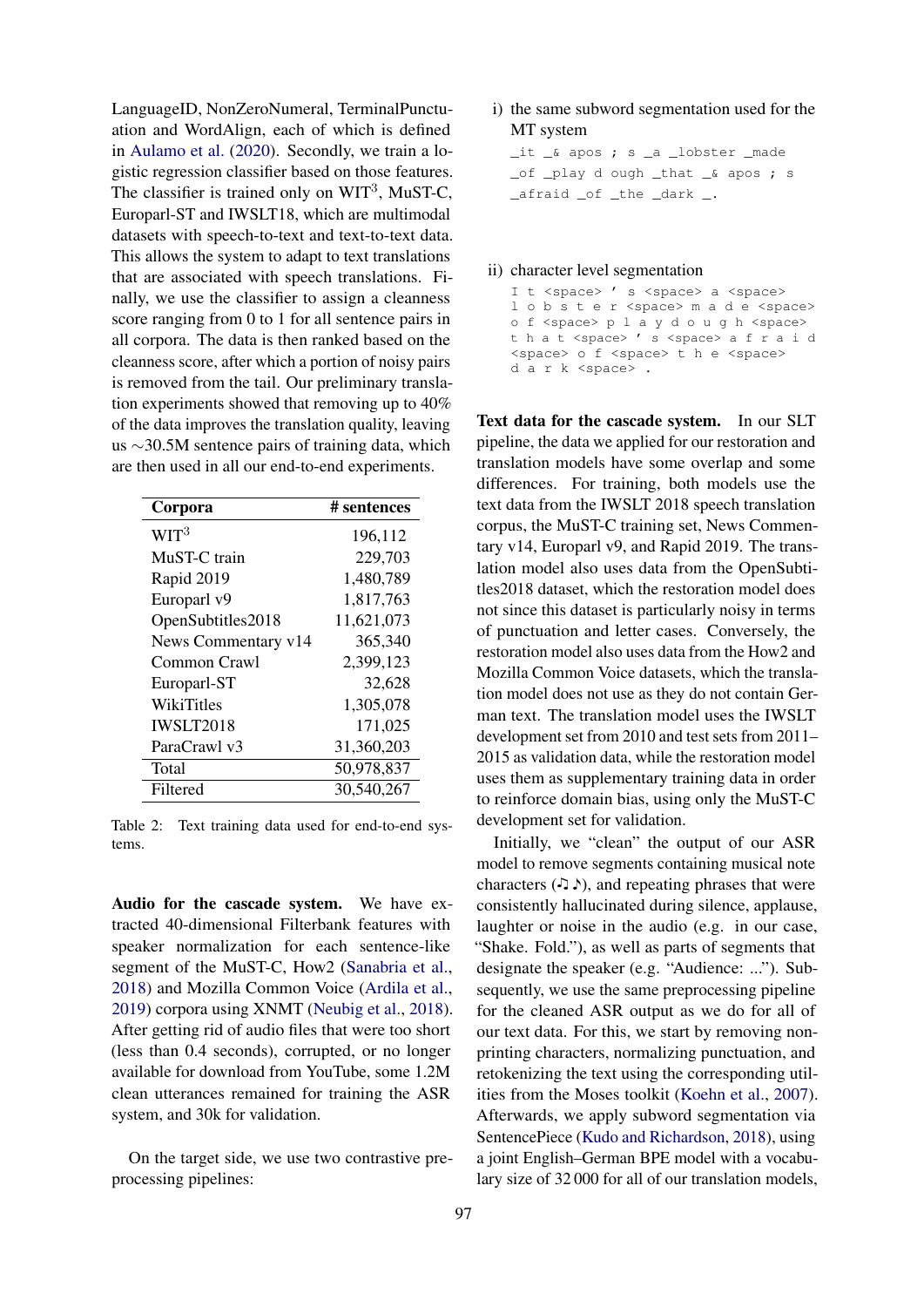LanguageID, NonZeroNumeral, TerminalPunctuation and WordAlign, each of which is defined in Aulamo et al. (2020). Secondly, we train a logistic regression classifier based on those features. The classifier is trained only on WIT[3], MuST-C, Europarl-ST and IWSLT18, which are multimodal datasets with speech-to-text and text-to-text data. This allows the system to adapt to text translations that are associated with speech translations. Finally, we use the classifier to assign a cleanness score ranging from 0 to 1 for all sentence pairs in all corpora. The data is then ranked based on the cleanness score, after which a portion of noisy pairs is removed from the tail. Our preliminary translation experiments showed that removing up to 40% of the data improves the translation quality, leaving us ∼30.5M sentence pairs of training data, which are then used in all our end-to-end experiments.

| Corpora | # sentences |
|---|---|
| WIT[3] | 196,112 |
| MuST-C train | 229,703 |
| Rapid 2019 | 1,480,789 |
| Europarl v9 | 1,817,763 |
| OpenSubtitles2018 | 11,621,073 |
| News Commentary v14 | 365,340 |
| Common Crawl | 2,399,123 |
| Europarl-ST | 32,628 |
| WikiTitles | 1,305,078 |
| IWSLT2018 | 171,025 |
| ParaCrawl v3 | 31,360,203 |
| Total | 50,978,837 |
| Filtered | 30,540,267 |

Table 2: Text training data used for end-to-end systems.

**Audio for the cascade system.** We have extracted 40-dimensional Filterbank features with speaker normalization for each sentence-like segment of the MuST-C, How2 (Sanabria et al., 2018) and Mozilla Common Voice (Ardila et al., 2019) corpora using XNMT (Neubig et al., 2018). After getting rid of audio files that were too short (less than 0.4 seconds), corrupted, or no longer available for download from YouTube, some 1.2M clean utterances remained for training the ASR system, and 30k for validation.

On the target side, we use two contrastive preprocessing pipelines:

i) the same subword segmentation used for the MT system

```
_it _& apos ; s _a _lobster _made
_of _play d ough _that _& apos ; s
_afraid _of _the _dark _.
```

ii) character level segmentation

```
I t <space> ' s <space> a <space>
l o b s t e r <space> m a d e <space>
o f <space> p l a y d o u g h <space>
t h a t <space> ' s <space> a f r a i d
<space> o f <space> t h e <space>
d a r k <space> .
```

**Text data for the cascade system.** In our SLT pipeline, the data we applied for our restoration and translation models have some overlap and some differences. For training, both models use the text data from the IWSLT 2018 speech translation corpus, the MuST-C training set, News Commentary v14, Europarl v9, and Rapid 2019. The translation model also uses data from the OpenSubtitles2018 dataset, which the restoration model does not since this dataset is particularly noisy in terms of punctuation and letter cases. Conversely, the restoration model also uses data from the How2 and Mozilla Common Voice datasets, which the translation model does not use as they do not contain German text. The translation model uses the IWSLT development set from 2010 and test sets from 2011–2015 as validation data, while the restoration model uses them as supplementary training data in order to reinforce domain bias, using only the MuST-C development set for validation.

Initially, we "clean" the output of our ASR model to remove segments containing musical note characters (♫ ♪), and repeating phrases that were consistently hallucinated during silence, applause, laughter or noise in the audio (e.g. in our case, "Shake. Fold."), as well as parts of segments that designate the speaker (e.g. "Audience: ..."). Subsequently, we use the same preprocessing pipeline for the cleaned ASR output as we do for all of our text data. For this, we start by removing non-printing characters, normalizing punctuation, and retokenizing the text using the corresponding utilities from the Moses toolkit (Koehn et al., 2007). Afterwards, we apply subword segmentation via SentencePiece (Kudo and Richardson, 2018), using a joint English–German BPE model with a vocabulary size of 32 000 for all of our translation models,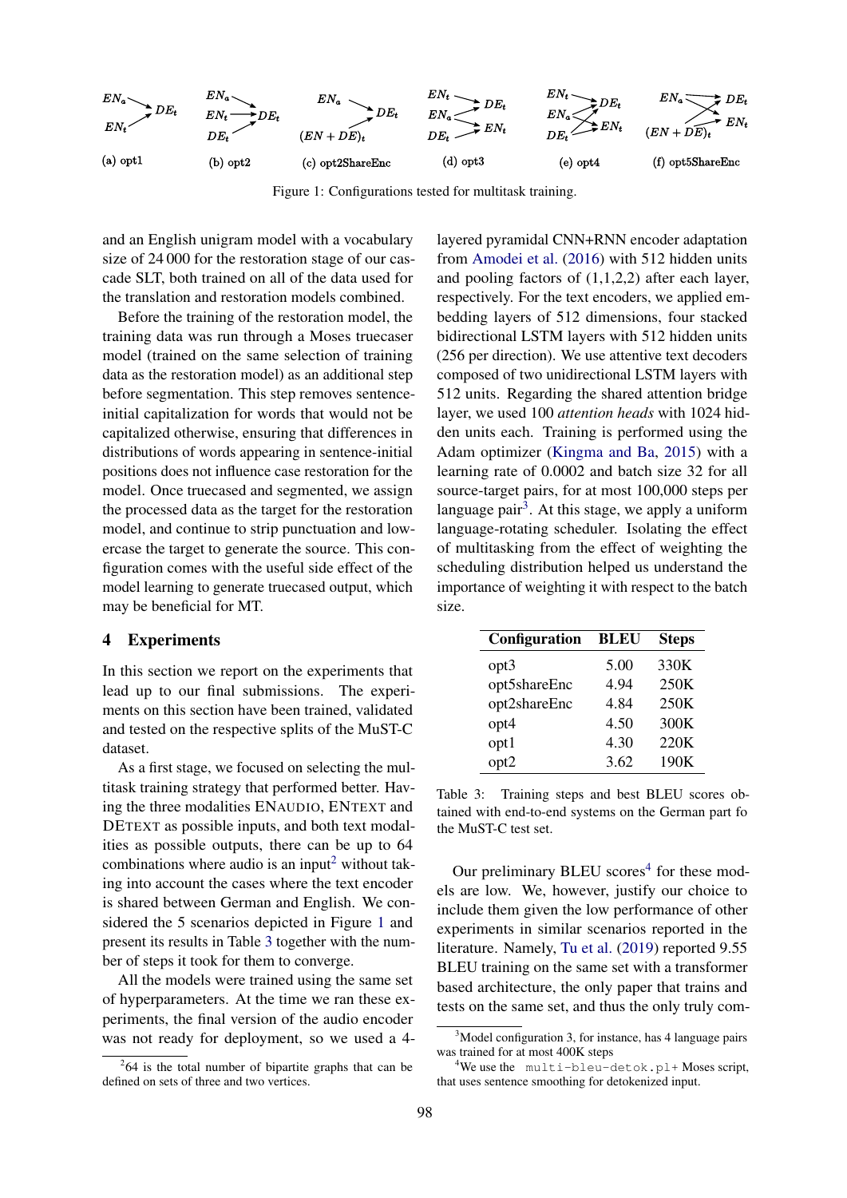$EN_a$ $DE_t$ $EN_t$

(a) opt1

$EN_a$ $EN_t$ $DE_t$ $DE_t$

(b) opt2

$EN_a$ $DE_t$ $(EN + DE)_t$

(c) opt2ShareEnc

$EN_t$ $EN_a$ $DE_t$ $DE_t$ $EN_t$

(d) opt3

$EN_t$ $EN_a$ $DE_t$ $DE_t$ $EN_t$

(e) opt4

$EN_a$ $(EN + DE)_t$ $DE_t$ $EN_t$

(f) opt5ShareEnc

Figure 1: Configurations tested for multitask training.

and an English unigram model with a vocabulary size of 24 000 for the restoration stage of our cascade SLT, both trained on all of the data used for the translation and restoration models combined.

Before the training of the restoration model, the training data was run through a Moses truecaser model (trained on the same selection of training data as the restoration model) as an additional step before segmentation. This step removes sentence-initial capitalization for words that would not be capitalized otherwise, ensuring that differences in distributions of words appearing in sentence-initial positions does not influence case restoration for the model. Once truecased and segmented, we assign the processed data as the target for the restoration model, and continue to strip punctuation and lowercase the target to generate the source. This configuration comes with the useful side effect of the model learning to generate truecased output, which may be beneficial for MT.

## 4 Experiments

In this section we report on the experiments that lead up to our final submissions. The experiments on this section have been trained, validated and tested on the respective splits of the MuST-C dataset.

As a first stage, we focused on selecting the multitask training strategy that performed better. Having the three modalities ENAUDIO, ENTEXT and DETEXT as possible inputs, and both text modalities as possible outputs, there can be up to 64 combinations where audio is an input[2] without taking into account the cases where the text encoder is shared between German and English. We considered the 5 scenarios depicted in Figure 1 and present its results in Table 3 together with the number of steps it took for them to converge.

All the models were trained using the same set of hyperparameters. At the time we ran these experiments, the final version of the audio encoder was not ready for deployment, so we used a 4-layered pyramidal CNN+RNN encoder adaptation from Amodei et al. (2016) with 512 hidden units and pooling factors of (1,1,2,2) after each layer, respectively. For the text encoders, we applied embedding layers of 512 dimensions, four stacked bidirectional LSTM layers with 512 hidden units (256 per direction). We use attentive text decoders composed of two unidirectional LSTM layers with 512 units. Regarding the shared attention bridge layer, we used 100 *attention heads* with 1024 hidden units each. Training is performed using the Adam optimizer (Kingma and Ba, 2015) with a learning rate of 0.0002 and batch size 32 for all source-target pairs, for at most 100,000 steps per language pair[3]. At this stage, we apply a uniform language-rotating scheduler. Isolating the effect of multitasking from the effect of weighting the scheduling distribution helped us understand the importance of weighting it with respect to the batch size.

| Configuration | BLEU | Steps |
|---|---|---|
| opt3 | 5.00 | 330K |
| opt5shareEnc | 4.94 | 250K |
| opt2shareEnc | 4.84 | 250K |
| opt4 | 4.50 | 300K |
| opt1 | 4.30 | 220K |
| opt2 | 3.62 | 190K |

Table 3: Training steps and best BLEU scores obtained with end-to-end systems on the German part fo the MuST-C test set.

Our preliminary BLEU scores[4] for these models are low. We, however, justify our choice to include them given the low performance of other experiments in similar scenarios reported in the literature. Namely, Tu et al. (2019) reported 9.55 BLEU training on the same set with a transformer based architecture, the only paper that trains and tests on the same set, and thus the only truly com-

[2] 64 is the total number of bipartite graphs that can be defined on sets of three and two vertices.

[3] Model configuration 3, for instance, has 4 language pairs was trained for at most 400K steps

[4] We use the `multi-bleu-detok.pl+` Moses script, that uses sentence smoothing for detokenized input.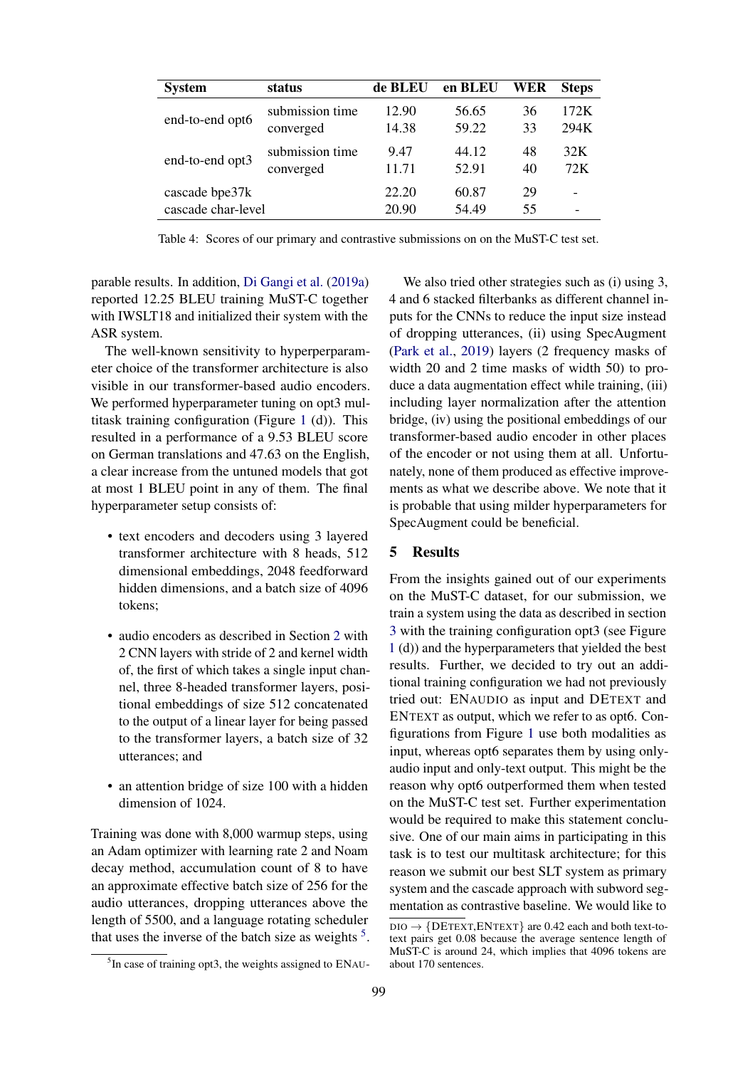| System | status | de BLEU | en BLEU | WER | Steps |
|---|---|---|---|---|---|
| end-to-end opt6 | submission time | 12.90 | 56.65 | 36 | 172K |
| | converged | 14.38 | 59.22 | 33 | 294K |
| end-to-end opt3 | submission time | 9.47 | 44.12 | 48 | 32K |
| | converged | 11.71 | 52.91 | 40 | 72K |
| cascade bpe37k | | 22.20 | 60.87 | 29 | - |
| cascade char-level | | 20.90 | 54.49 | 55 | - |

Table 4: Scores of our primary and contrastive submissions on on the MuST-C test set.

parable results. In addition, Di Gangi et al. (2019a) reported 12.25 BLEU training MuST-C together with IWSLT18 and initialized their system with the ASR system.

The well-known sensitivity to hyperperparameter choice of the transformer architecture is also visible in our transformer-based audio encoders. We performed hyperparameter tuning on opt3 multitask training configuration (Figure 1 (d)). This resulted in a performance of a 9.53 BLEU score on German translations and 47.63 on the English, a clear increase from the untuned models that got at most 1 BLEU point in any of them. The final hyperparameter setup consists of:

- text encoders and decoders using 3 layered transformer architecture with 8 heads, 512 dimensional embeddings, 2048 feedforward hidden dimensions, and a batch size of 4096 tokens;
- audio encoders as described in Section 2 with 2 CNN layers with stride of 2 and kernel width of, the first of which takes a single input channel, three 8-headed transformer layers, positional embeddings of size 512 concatenated to the output of a linear layer for being passed to the transformer layers, a batch size of 32 utterances; and
- an attention bridge of size 100 with a hidden dimension of 1024.

Training was done with 8,000 warmup steps, using an Adam optimizer with learning rate 2 and Noam decay method, accumulation count of 8 to have an approximate effective batch size of 256 for the audio utterances, dropping utterances above the length of 5500, and a language rotating scheduler that uses the inverse of the batch size as weights [5].

We also tried other strategies such as (i) using 3, 4 and 6 stacked filterbanks as different channel inputs for the CNNs to reduce the input size instead of dropping utterances, (ii) using SpecAugment (Park et al., 2019) layers (2 frequency masks of width 20 and 2 time masks of width 50) to produce a data augmentation effect while training, (iii) including layer normalization after the attention bridge, (iv) using the positional embeddings of our transformer-based audio encoder in other places of the encoder or not using them at all. Unfortunately, none of them produced as effective improvements as what we describe above. We note that it is probable that using milder hyperparameters for SpecAugment could be beneficial.

## 5 Results

From the insights gained out of our experiments on the MuST-C dataset, for our submission, we train a system using the data as described in section 3 with the training configuration opt3 (see Figure 1 (d)) and the hyperparameters that yielded the best results. Further, we decided to try out an additional training configuration we had not previously tried out: ENAUDIO as input and DETEXT and ENTEXT as output, which we refer to as opt6. Configurations from Figure 1 use both modalities as input, whereas opt6 separates them by using only-audio input and only-text output. This might be the reason why opt6 outperformed them when tested on the MuST-C test set. Further experimentation would be required to make this statement conclusive. One of our main aims in participating in this task is to test our multitask architecture; for this reason we submit our best SLT system as primary system and the cascade approach with subword segmentation as contrastive baseline. We would like to

[5] In case of training opt3, the weights assigned to ENAUDIO $\rightarrow$ {DETEXT,ENTEXT} are 0.42 each and both text-to-text pairs get 0.08 because the average sentence length of MuST-C is around 24, which implies that 4096 tokens are about 170 sentences.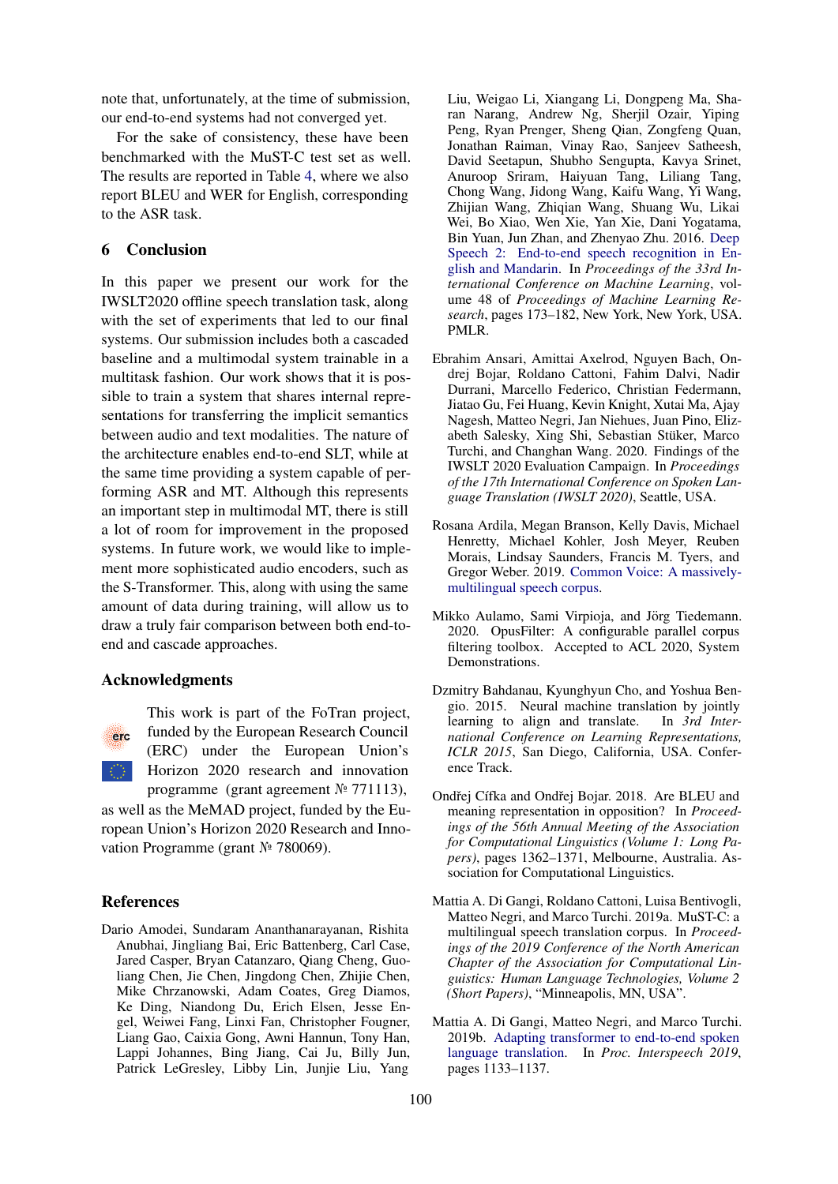note that, unfortunately, at the time of submission, our end-to-end systems had not converged yet.

For the sake of consistency, these have been benchmarked with the MuST-C test set as well. The results are reported in Table 4, where we also report BLEU and WER for English, corresponding to the ASR task.

## 6 Conclusion

In this paper we present our work for the IWSLT2020 offline speech translation task, along with the set of experiments that led to our final systems. Our submission includes both a cascaded baseline and a multimodal system trainable in a multitask fashion. Our work shows that it is possible to train a system that shares internal representations for transferring the implicit semantics between audio and text modalities. The nature of the architecture enables end-to-end SLT, while at the same time providing a system capable of performing ASR and MT. Although this represents an important step in multimodal MT, there is still a lot of room for improvement in the proposed systems. In future work, we would like to implement more sophisticated audio encoders, such as the S-Transformer. This, along with using the same amount of data during training, will allow us to draw a truly fair comparison between both end-to-end and cascade approaches.

## Acknowledgments

This work is part of the FoTran project, funded by the European Research Council (ERC) under the European Union's Horizon 2020 research and innovation programme (grant agreement № 771113), as well as the MeMAD project, funded by the European Union's Horizon 2020 Research and Innovation Programme (grant № 780069).

## References

Dario Amodei, Sundaram Ananthanarayanan, Rishita Anubhai, Jingliang Bai, Eric Battenberg, Carl Case, Jared Casper, Bryan Catanzaro, Qiang Cheng, Guoliang Chen, Jie Chen, Jingdong Chen, Zhijie Chen, Mike Chrzanowski, Adam Coates, Greg Diamos, Ke Ding, Niandong Du, Erich Elsen, Jesse Engel, Weiwei Fang, Linxi Fan, Christopher Fougner, Liang Gao, Caixia Gong, Awni Hannun, Tony Han, Lappi Johannes, Bing Jiang, Cai Ju, Billy Jun, Patrick LeGresley, Libby Lin, Junjie Liu, Yang Liu, Weigao Li, Xiangang Li, Dongpeng Ma, Sharan Narang, Andrew Ng, Sherjil Ozair, Yiping Peng, Ryan Prenger, Sheng Qian, Zongfeng Quan, Jonathan Raiman, Vinay Rao, Sanjeev Satheesh, David Seetapun, Shubho Sengupta, Kavya Srinet, Anuroop Sriram, Haiyuan Tang, Liliang Tang, Chong Wang, Jidong Wang, Kaifu Wang, Yi Wang, Zhijian Wang, Zhiqian Wang, Shuang Wu, Likai Wei, Bo Xiao, Wen Xie, Yan Xie, Dani Yogatama, Bin Yuan, Jun Zhan, and Zhenyao Zhu. 2016. Deep Speech 2: End-to-end speech recognition in English and Mandarin. In *Proceedings of the 33rd International Conference on Machine Learning*, volume 48 of *Proceedings of Machine Learning Research*, pages 173–182, New York, New York, USA. PMLR.

Ebrahim Ansari, Amittai Axelrod, Nguyen Bach, Ondrej Bojar, Roldano Cattoni, Fahim Dalvi, Nadir Durrani, Marcello Federico, Christian Federmann, Jiatao Gu, Fei Huang, Kevin Knight, Xutai Ma, Ajay Nagesh, Matteo Negri, Jan Niehues, Juan Pino, Elizabeth Salesky, Xing Shi, Sebastian Stüker, Marco Turchi, and Changhan Wang. 2020. Findings of the IWSLT 2020 Evaluation Campaign. In *Proceedings of the 17th International Conference on Spoken Language Translation (IWSLT 2020)*, Seattle, USA.

Rosana Ardila, Megan Branson, Kelly Davis, Michael Henretty, Michael Kohler, Josh Meyer, Reuben Morais, Lindsay Saunders, Francis M. Tyers, and Gregor Weber. 2019. Common Voice: A massively-multilingual speech corpus.

Mikko Aulamo, Sami Virpioja, and Jörg Tiedemann. 2020. OpusFilter: A configurable parallel corpus filtering toolbox. Accepted to ACL 2020, System Demonstrations.

Dzmitry Bahdanau, Kyunghyun Cho, and Yoshua Bengio. 2015. Neural machine translation by jointly learning to align and translate. In *3rd International Conference on Learning Representations, ICLR 2015*, San Diego, California, USA. Conference Track.

Ondřej Cífka and Ondřej Bojar. 2018. Are BLEU and meaning representation in opposition? In *Proceedings of the 56th Annual Meeting of the Association for Computational Linguistics (Volume 1: Long Papers)*, pages 1362–1371, Melbourne, Australia. Association for Computational Linguistics.

Mattia A. Di Gangi, Roldano Cattoni, Luisa Bentivogli, Matteo Negri, and Marco Turchi. 2019a. MuST-C: a multilingual speech translation corpus. In *Proceedings of the 2019 Conference of the North American Chapter of the Association for Computational Linguistics: Human Language Technologies, Volume 2 (Short Papers)*, "Minneapolis, MN, USA".

Mattia A. Di Gangi, Matteo Negri, and Marco Turchi. 2019b. Adapting transformer to end-to-end spoken language translation. In *Proc. Interspeech 2019*, pages 1133–1137.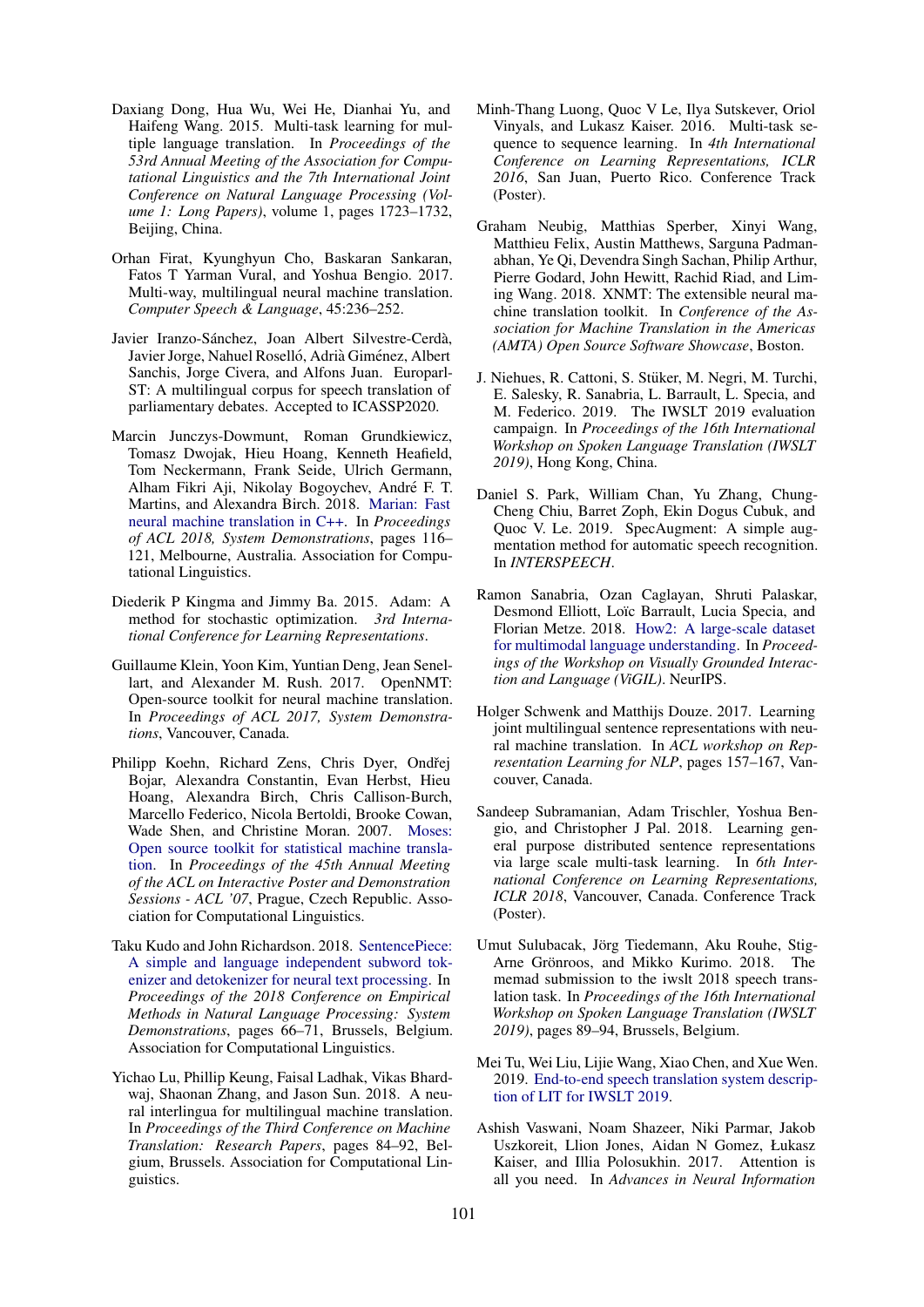Daxiang Dong, Hua Wu, Wei He, Dianhai Yu, and Haifeng Wang. 2015. Multi-task learning for multiple language translation. In *Proceedings of the 53rd Annual Meeting of the Association for Computational Linguistics and the 7th International Joint Conference on Natural Language Processing (Volume 1: Long Papers)*, volume 1, pages 1723–1732, Beijing, China.

Orhan Firat, Kyunghyun Cho, Baskaran Sankaran, Fatos T Yarman Vural, and Yoshua Bengio. 2017. Multi-way, multilingual neural machine translation. *Computer Speech & Language*, 45:236–252.

Javier Iranzo-Sánchez, Joan Albert Silvestre-Cerdà, Javier Jorge, Nahuel Roselló, Adrià Giménez, Albert Sanchis, Jorge Civera, and Alfons Juan. Europarl-ST: A multilingual corpus for speech translation of parliamentary debates. Accepted to ICASSP2020.

Marcin Junczys-Dowmunt, Roman Grundkiewicz, Tomasz Dwojak, Hieu Hoang, Kenneth Heafield, Tom Neckermann, Frank Seide, Ulrich Germann, Alham Fikri Aji, Nikolay Bogoychev, André F. T. Martins, and Alexandra Birch. 2018. Marian: Fast neural machine translation in C++. In *Proceedings of ACL 2018, System Demonstrations*, pages 116–121, Melbourne, Australia. Association for Computational Linguistics.

Diederik P Kingma and Jimmy Ba. 2015. Adam: A method for stochastic optimization. *3rd International Conference for Learning Representations*.

Guillaume Klein, Yoon Kim, Yuntian Deng, Jean Senellart, and Alexander M. Rush. 2017. OpenNMT: Open-source toolkit for neural machine translation. In *Proceedings of ACL 2017, System Demonstrations*, Vancouver, Canada.

Philipp Koehn, Richard Zens, Chris Dyer, Ondřej Bojar, Alexandra Constantin, Evan Herbst, Hieu Hoang, Alexandra Birch, Chris Callison-Burch, Marcello Federico, Nicola Bertoldi, Brooke Cowan, Wade Shen, and Christine Moran. 2007. Moses: Open source toolkit for statistical machine translation. In *Proceedings of the 45th Annual Meeting of the ACL on Interactive Poster and Demonstration Sessions - ACL '07*, Prague, Czech Republic. Association for Computational Linguistics.

Taku Kudo and John Richardson. 2018. SentencePiece: A simple and language independent subword tokenizer and detokenizer for neural text processing. In *Proceedings of the 2018 Conference on Empirical Methods in Natural Language Processing: System Demonstrations*, pages 66–71, Brussels, Belgium. Association for Computational Linguistics.

Yichao Lu, Phillip Keung, Faisal Ladhak, Vikas Bhardwaj, Shaonan Zhang, and Jason Sun. 2018. A neural interlingua for multilingual machine translation. In *Proceedings of the Third Conference on Machine Translation: Research Papers*, pages 84–92, Belgium, Brussels. Association for Computational Linguistics.

Minh-Thang Luong, Quoc V Le, Ilya Sutskever, Oriol Vinyals, and Lukasz Kaiser. 2016. Multi-task sequence to sequence learning. In *4th International Conference on Learning Representations, ICLR 2016*, San Juan, Puerto Rico. Conference Track (Poster).

Graham Neubig, Matthias Sperber, Xinyi Wang, Matthieu Felix, Austin Matthews, Sarguna Padmanabhan, Ye Qi, Devendra Singh Sachan, Philip Arthur, Pierre Godard, John Hewitt, Rachid Riad, and Liming Wang. 2018. XNMT: The extensible neural machine translation toolkit. In *Conference of the Association for Machine Translation in the Americas (AMTA) Open Source Software Showcase*, Boston.

J. Niehues, R. Cattoni, S. Stüker, M. Negri, M. Turchi, E. Salesky, R. Sanabria, L. Barrault, L. Specia, and M. Federico. 2019. The IWSLT 2019 evaluation campaign. In *Proceedings of the 16th International Workshop on Spoken Language Translation (IWSLT 2019)*, Hong Kong, China.

Daniel S. Park, William Chan, Yu Zhang, Chung-Cheng Chiu, Barret Zoph, Ekin Dogus Cubuk, and Quoc V. Le. 2019. SpecAugment: A simple augmentation method for automatic speech recognition. In *INTERSPEECH*.

Ramon Sanabria, Ozan Caglayan, Shruti Palaskar, Desmond Elliott, Loïc Barrault, Lucia Specia, and Florian Metze. 2018. How2: A large-scale dataset for multimodal language understanding. In *Proceedings of the Workshop on Visually Grounded Interaction and Language (ViGIL)*. NeurIPS.

Holger Schwenk and Matthijs Douze. 2017. Learning joint multilingual sentence representations with neural machine translation. In *ACL workshop on Representation Learning for NLP*, pages 157–167, Vancouver, Canada.

Sandeep Subramanian, Adam Trischler, Yoshua Bengio, and Christopher J Pal. 2018. Learning general purpose distributed sentence representations via large scale multi-task learning. In *6th International Conference on Learning Representations, ICLR 2018*, Vancouver, Canada. Conference Track (Poster).

Umut Sulubacak, Jörg Tiedemann, Aku Rouhe, Stig-Arne Grönroos, and Mikko Kurimo. 2018. The memad submission to the iwslt 2018 speech translation task. In *Proceedings of the 16th International Workshop on Spoken Language Translation (IWSLT 2019)*, pages 89–94, Brussels, Belgium.

Mei Tu, Wei Liu, Lijie Wang, Xiao Chen, and Xue Wen. 2019. End-to-end speech translation system description of LIT for IWSLT 2019.

Ashish Vaswani, Noam Shazeer, Niki Parmar, Jakob Uszkoreit, Llion Jones, Aidan N Gomez, Łukasz Kaiser, and Illia Polosukhin. 2017. Attention is all you need. In *Advances in Neural Information*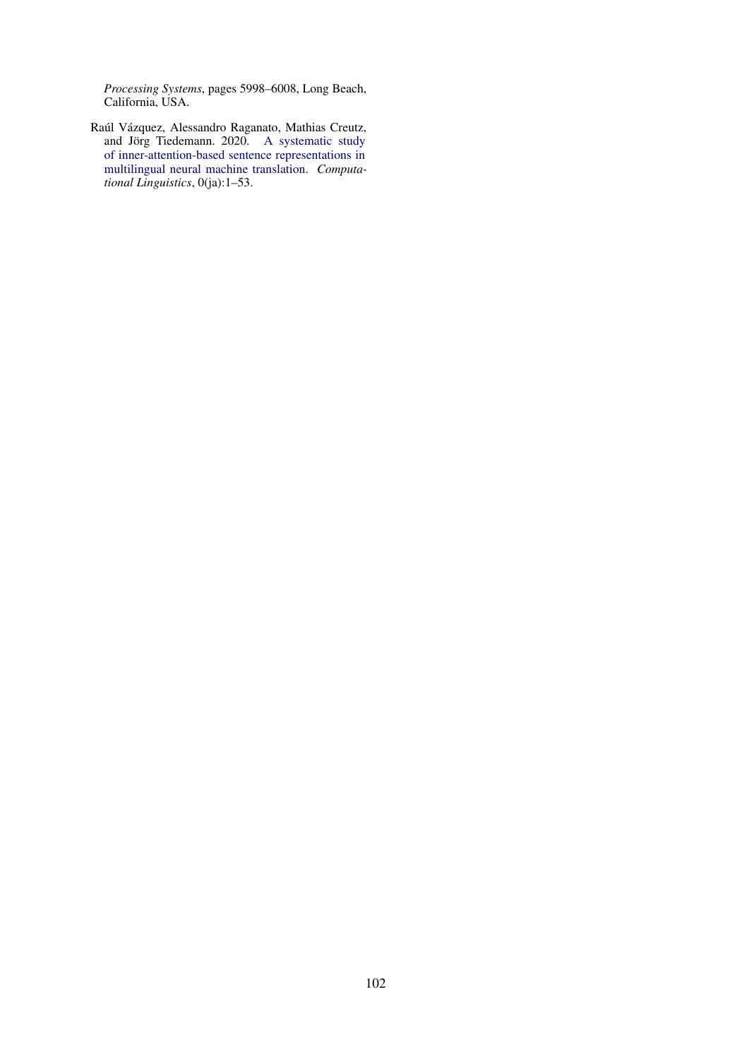*Processing Systems*, pages 5998–6008, Long Beach, California, USA.

Raúl Vázquez, Alessandro Raganato, Mathias Creutz, and Jörg Tiedemann. 2020. A systematic study of inner-attention-based sentence representations in multilingual neural machine translation. *Computational Linguistics*, 0(ja):1–53.